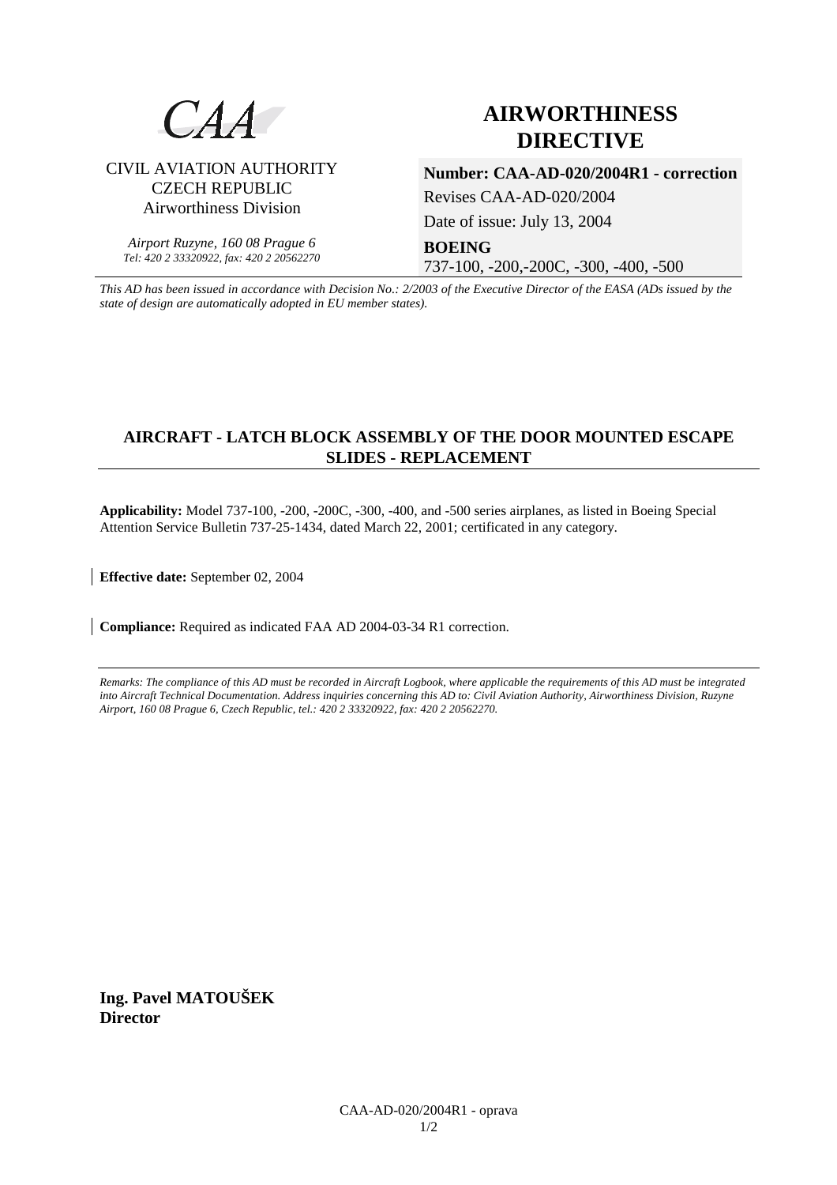CAA

CIVIL AVIATION AUTHORITY
CZECH REPUBLIC
Airworthiness Division

*Airport Ruzyne, 160 08 Prague 6*
*Tel: 420 2 33320922, fax: 420 2 20562270*

# AIRWORTHINESS DIRECTIVE

**Number: CAA-AD-020/2004R1 - correction**

Revises CAA-AD-020/2004

Date of issue: July 13, 2004

**BOEING**

737-100, -200,-200C, -300, -400, -500

*This AD has been issued in accordance with Decision No.: 2/2003 of the Executive Director of the EASA (ADs issued by the state of design are automatically adopted in EU member states).*

## AIRCRAFT - LATCH BLOCK ASSEMBLY OF THE DOOR MOUNTED ESCAPE SLIDES - REPLACEMENT

**Applicability:** Model 737-100, -200, -200C, -300, -400, and -500 series airplanes, as listed in Boeing Special Attention Service Bulletin 737-25-1434, dated March 22, 2001; certificated in any category.

**Effective date:** September 02, 2004

**Compliance:** Required as indicated FAA AD 2004-03-34 R1 correction.

*Remarks: The compliance of this AD must be recorded in Aircraft Logbook, where applicable the requirements of this AD must be integrated into Aircraft Technical Documentation. Address inquiries concerning this AD to: Civil Aviation Authority, Airworthiness Division, Ruzyne Airport, 160 08 Prague 6, Czech Republic, tel.: 420 2 33320922, fax: 420 2 20562270.*

**Ing. Pavel MATOUŠEK**
**Director**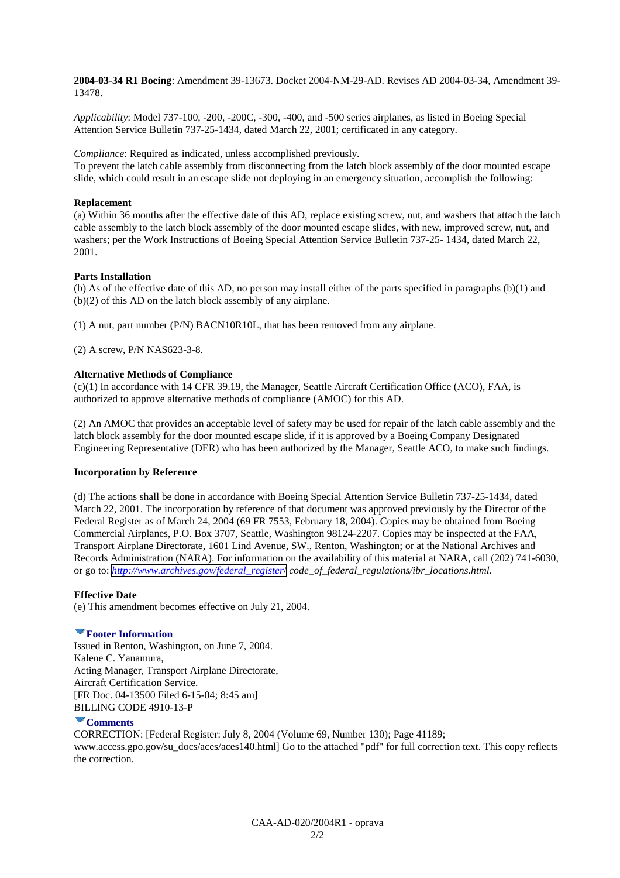**2004-03-34 R1 Boeing**: Amendment 39-13673. Docket 2004-NM-29-AD. Revises AD 2004-03-34, Amendment 39-13478.

*Applicability*: Model 737-100, -200, -200C, -300, -400, and -500 series airplanes, as listed in Boeing Special Attention Service Bulletin 737-25-1434, dated March 22, 2001; certificated in any category.

*Compliance*: Required as indicated, unless accomplished previously.
To prevent the latch cable assembly from disconnecting from the latch block assembly of the door mounted escape slide, which could result in an escape slide not deploying in an emergency situation, accomplish the following:

**Replacement**

(a) Within 36 months after the effective date of this AD, replace existing screw, nut, and washers that attach the latch cable assembly to the latch block assembly of the door mounted escape slides, with new, improved screw, nut, and washers; per the Work Instructions of Boeing Special Attention Service Bulletin 737-25- 1434, dated March 22, 2001.

**Parts Installation**

(b) As of the effective date of this AD, no person may install either of the parts specified in paragraphs (b)(1) and (b)(2) of this AD on the latch block assembly of any airplane.

(1) A nut, part number (P/N) BACN10R10L, that has been removed from any airplane.

(2) A screw, P/N NAS623-3-8.

**Alternative Methods of Compliance**

(c)(1) In accordance with 14 CFR 39.19, the Manager, Seattle Aircraft Certification Office (ACO), FAA, is authorized to approve alternative methods of compliance (AMOC) for this AD.

(2) An AMOC that provides an acceptable level of safety may be used for repair of the latch cable assembly and the latch block assembly for the door mounted escape slide, if it is approved by a Boeing Company Designated Engineering Representative (DER) who has been authorized by the Manager, Seattle ACO, to make such findings.

**Incorporation by Reference**

(d) The actions shall be done in accordance with Boeing Special Attention Service Bulletin 737-25-1434, dated March 22, 2001. The incorporation by reference of that document was approved previously by the Director of the Federal Register as of March 24, 2004 (69 FR 7553, February 18, 2004). Copies may be obtained from Boeing Commercial Airplanes, P.O. Box 3707, Seattle, Washington 98124-2207. Copies may be inspected at the FAA, Transport Airplane Directorate, 1601 Lind Avenue, SW., Renton, Washington; or at the National Archives and Records Administration (NARA). For information on the availability of this material at NARA, call (202) 741-6030, or go to: *http://www.archives.gov/federal_register/ code_of_federal_regulations/ibr_locations.html.*

**Effective Date**

(e) This amendment becomes effective on July 21, 2004.

**Footer Information**

Issued in Renton, Washington, on June 7, 2004.
Kalene C. Yanamura,
Acting Manager, Transport Airplane Directorate,
Aircraft Certification Service.
[FR Doc. 04-13500 Filed 6-15-04; 8:45 am]
BILLING CODE 4910-13-P

**Comments**

CORRECTION: [Federal Register: July 8, 2004 (Volume 69, Number 130); Page 41189; www.access.gpo.gov/su_docs/aces/aces140.html] Go to the attached "pdf" for full correction text. This copy reflects the correction.

CAA-AD-020/2004R1 - oprava